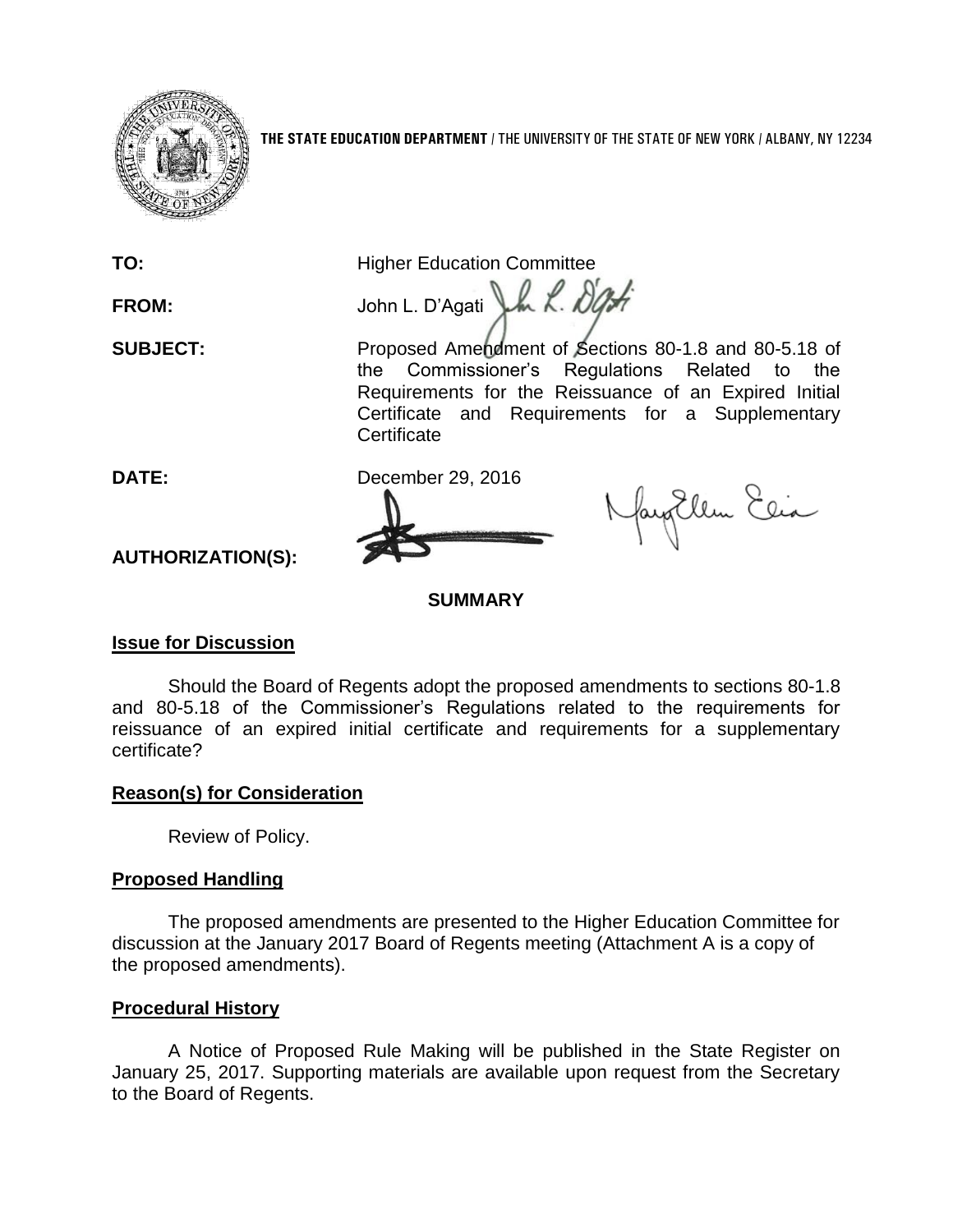**THE STATE EDUCATION DEPARTMENT** / THE UNIVERSITY OF THE STATE OF NEW YORK / ALBANY, NY 12234

**TO:** Higher Education Committee

**FROM:** John L. D'Agati

**SUBJECT:** Proposed Amendment of Sections 80-1.8 and 80-5.18 of the Commissioner's Regulations Related to the Requirements for the Reissuance of an Expired Initial Certificate and Requirements for a Supplementary Certificate

**DATE:** December 29, 2016

**AUTHORIZATION(S):**

## SUMMARY

### Issue for Discussion

Should the Board of Regents adopt the proposed amendments to sections 80-1.8 and 80-5.18 of the Commissioner's Regulations related to the requirements for reissuance of an expired initial certificate and requirements for a supplementary certificate?

### Reason(s) for Consideration

Review of Policy.

### Proposed Handling

The proposed amendments are presented to the Higher Education Committee for discussion at the January 2017 Board of Regents meeting (Attachment A is a copy of the proposed amendments).

### Procedural History

A Notice of Proposed Rule Making will be published in the State Register on January 25, 2017. Supporting materials are available upon request from the Secretary to the Board of Regents.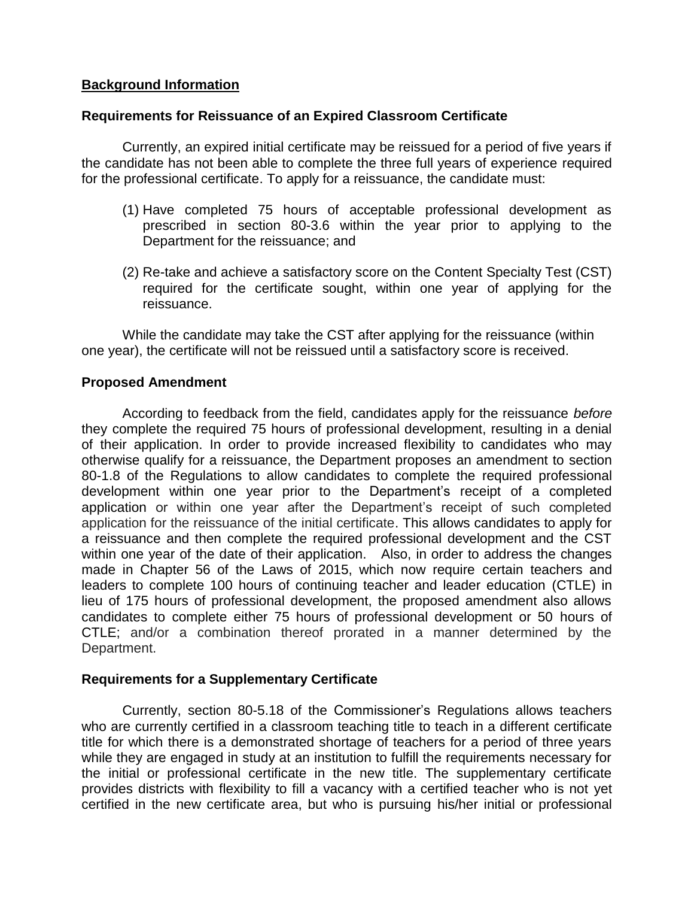## **Background Information**

### **Requirements for Reissuance of an Expired Classroom Certificate**

Currently, an expired initial certificate may be reissued for a period of five years if the candidate has not been able to complete the three full years of experience required for the professional certificate. To apply for a reissuance, the candidate must:

(1) Have completed 75 hours of acceptable professional development as prescribed in section 80-3.6 within the year prior to applying to the Department for the reissuance; and

(2) Re-take and achieve a satisfactory score on the Content Specialty Test (CST) required for the certificate sought, within one year of applying for the reissuance.

While the candidate may take the CST after applying for the reissuance (within one year), the certificate will not be reissued until a satisfactory score is received.

### **Proposed Amendment**

According to feedback from the field, candidates apply for the reissuance *before* they complete the required 75 hours of professional development, resulting in a denial of their application. In order to provide increased flexibility to candidates who may otherwise qualify for a reissuance, the Department proposes an amendment to section 80-1.8 of the Regulations to allow candidates to complete the required professional development within one year prior to the Department's receipt of a completed application or within one year after the Department's receipt of such completed application for the reissuance of the initial certificate. This allows candidates to apply for a reissuance and then complete the required professional development and the CST within one year of the date of their application. Also, in order to address the changes made in Chapter 56 of the Laws of 2015, which now require certain teachers and leaders to complete 100 hours of continuing teacher and leader education (CTLE) in lieu of 175 hours of professional development, the proposed amendment also allows candidates to complete either 75 hours of professional development or 50 hours of CTLE; and/or a combination thereof prorated in a manner determined by the Department.

### **Requirements for a Supplementary Certificate**

Currently, section 80-5.18 of the Commissioner's Regulations allows teachers who are currently certified in a classroom teaching title to teach in a different certificate title for which there is a demonstrated shortage of teachers for a period of three years while they are engaged in study at an institution to fulfill the requirements necessary for the initial or professional certificate in the new title. The supplementary certificate provides districts with flexibility to fill a vacancy with a certified teacher who is not yet certified in the new certificate area, but who is pursuing his/her initial or professional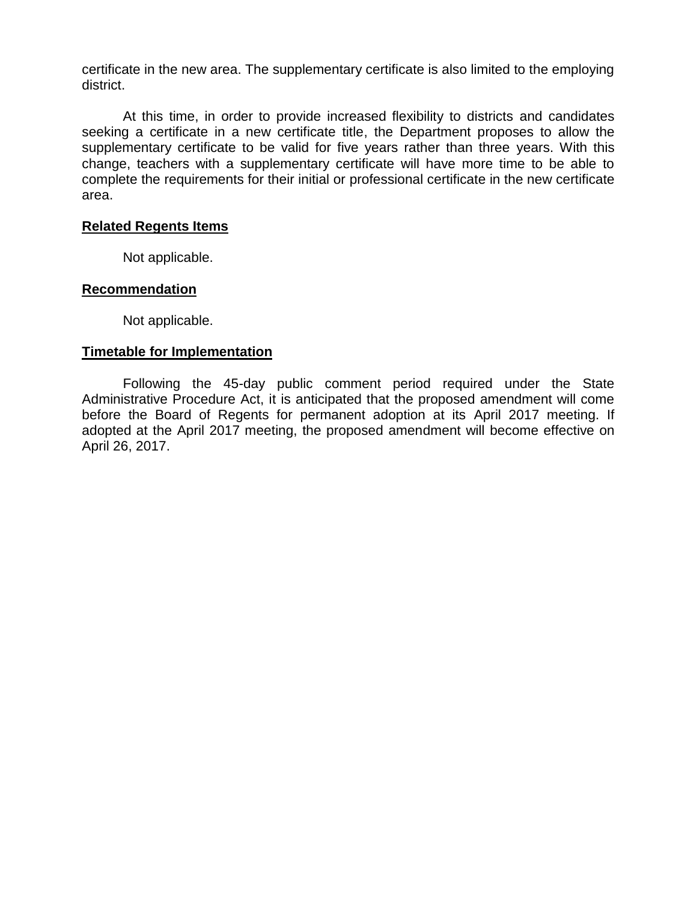certificate in the new area. The supplementary certificate is also limited to the employing district.

At this time, in order to provide increased flexibility to districts and candidates seeking a certificate in a new certificate title, the Department proposes to allow the supplementary certificate to be valid for five years rather than three years. With this change, teachers with a supplementary certificate will have more time to be able to complete the requirements for their initial or professional certificate in the new certificate area.

**Related Regents Items**

Not applicable.

**Recommendation**

Not applicable.

**Timetable for Implementation**

Following the 45-day public comment period required under the State Administrative Procedure Act, it is anticipated that the proposed amendment will come before the Board of Regents for permanent adoption at its April 2017 meeting. If adopted at the April 2017 meeting, the proposed amendment will become effective on April 26, 2017.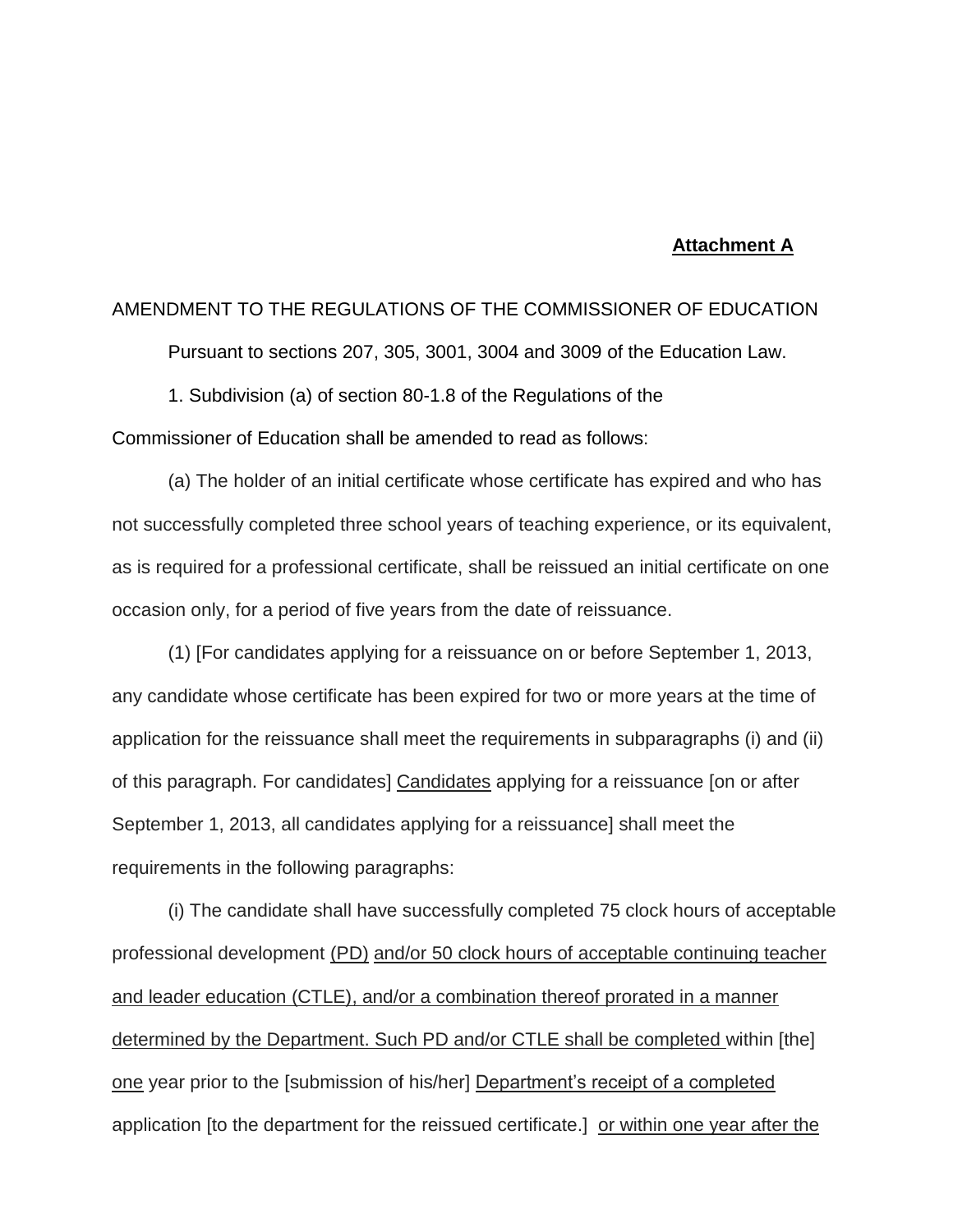**<u>Attachment A</u>**

AMENDMENT TO THE REGULATIONS OF THE COMMISSIONER OF EDUCATION

Pursuant to sections 207, 305, 3001, 3004 and 3009 of the Education Law.

1. Subdivision (a) of section 80-1.8 of the Regulations of the Commissioner of Education shall be amended to read as follows:

(a) The holder of an initial certificate whose certificate has expired and who has not successfully completed three school years of teaching experience, or its equivalent, as is required for a professional certificate, shall be reissued an initial certificate on one occasion only, for a period of five years from the date of reissuance.

(1) [For candidates applying for a reissuance on or before September 1, 2013, any candidate whose certificate has been expired for two or more years at the time of application for the reissuance shall meet the requirements in subparagraphs (i) and (ii) of this paragraph. For candidates] <u>Candidates</u> applying for a reissuance [on or after September 1, 2013, all candidates applying for a reissuance] shall meet the requirements in the following paragraphs:

(i) The candidate shall have successfully completed 75 clock hours of acceptable professional development <u>(PD)</u> <u>and/or 50 clock hours of acceptable continuing teacher and leader education (CTLE), and/or a combination thereof prorated in a manner determined by the Department. Such PD and/or CTLE shall be completed</u> within [the] <u>one</u> year prior to the [submission of his/her] <u>Department's receipt of a completed</u> application [to the department for the reissued certificate.] <u>or within one year after the</u>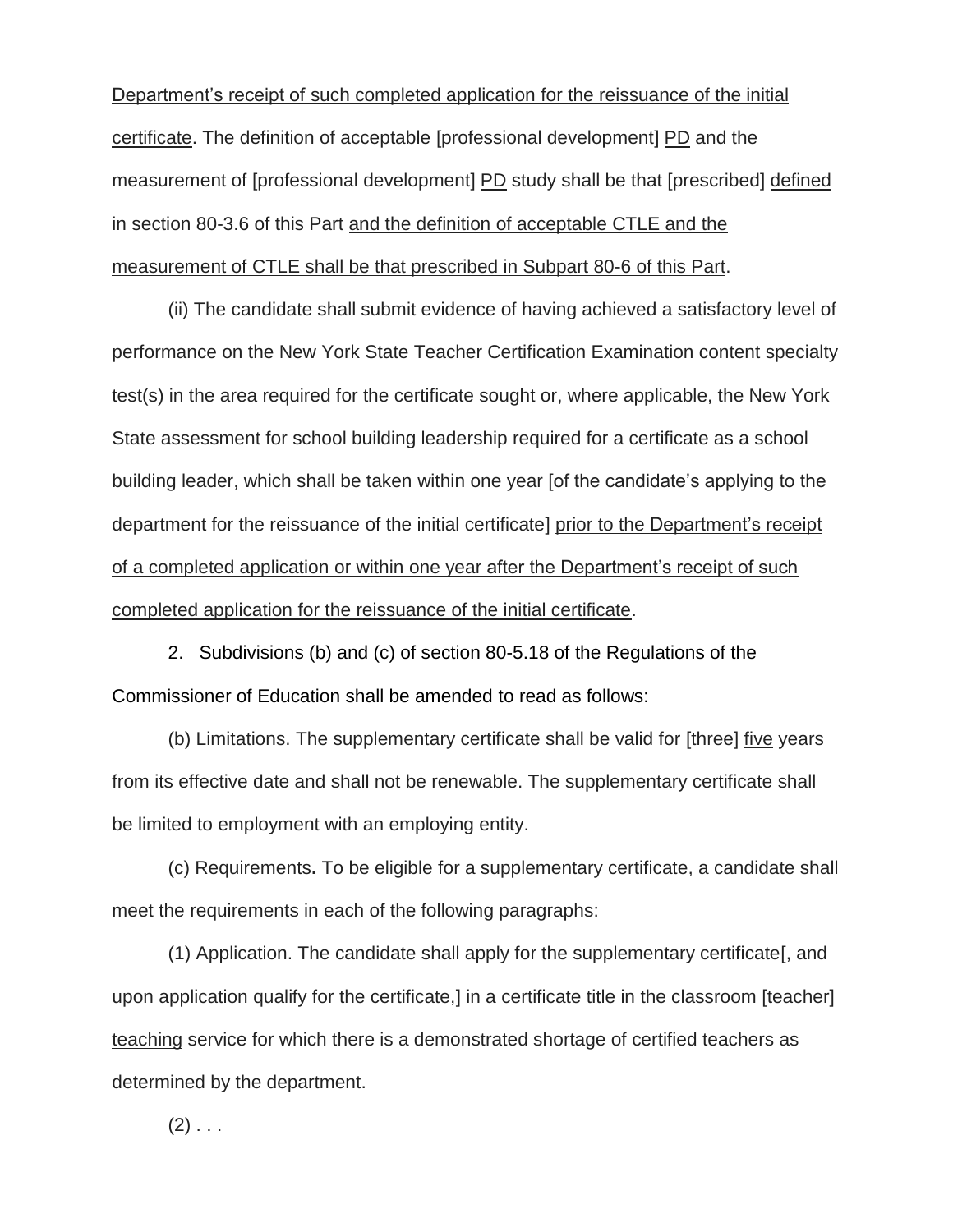<u>Department's receipt of such completed application for the reissuance of the initial certificate</u>. The definition of acceptable [professional development] <u>PD</u> and the measurement of [professional development] <u>PD</u> study shall be that [prescribed] <u>defined</u> in section 80-3.6 of this Part <u>and the definition of acceptable CTLE and the measurement of CTLE shall be that prescribed in Subpart 80-6 of this Part</u>.

(ii) The candidate shall submit evidence of having achieved a satisfactory level of performance on the New York State Teacher Certification Examination content specialty test(s) in the area required for the certificate sought or, where applicable, the New York State assessment for school building leadership required for a certificate as a school building leader, which shall be taken within one year [of the candidate's applying to the department for the reissuance of the initial certificate] <u>prior to the Department's receipt of a completed application or within one year after the Department's receipt of such completed application for the reissuance of the initial certificate</u>.

2. Subdivisions (b) and (c) of section 80-5.18 of the Regulations of the Commissioner of Education shall be amended to read as follows:

(b) Limitations. The supplementary certificate shall be valid for [three] <u>five</u> years from its effective date and shall not be renewable. The supplementary certificate shall be limited to employment with an employing entity.

(c) Requirements**.** To be eligible for a supplementary certificate, a candidate shall meet the requirements in each of the following paragraphs:

(1) Application. The candidate shall apply for the supplementary certificate[, and upon application qualify for the certificate,] in a certificate title in the classroom [teacher] <u>teaching</u> service for which there is a demonstrated shortage of certified teachers as determined by the department.

(2) . . .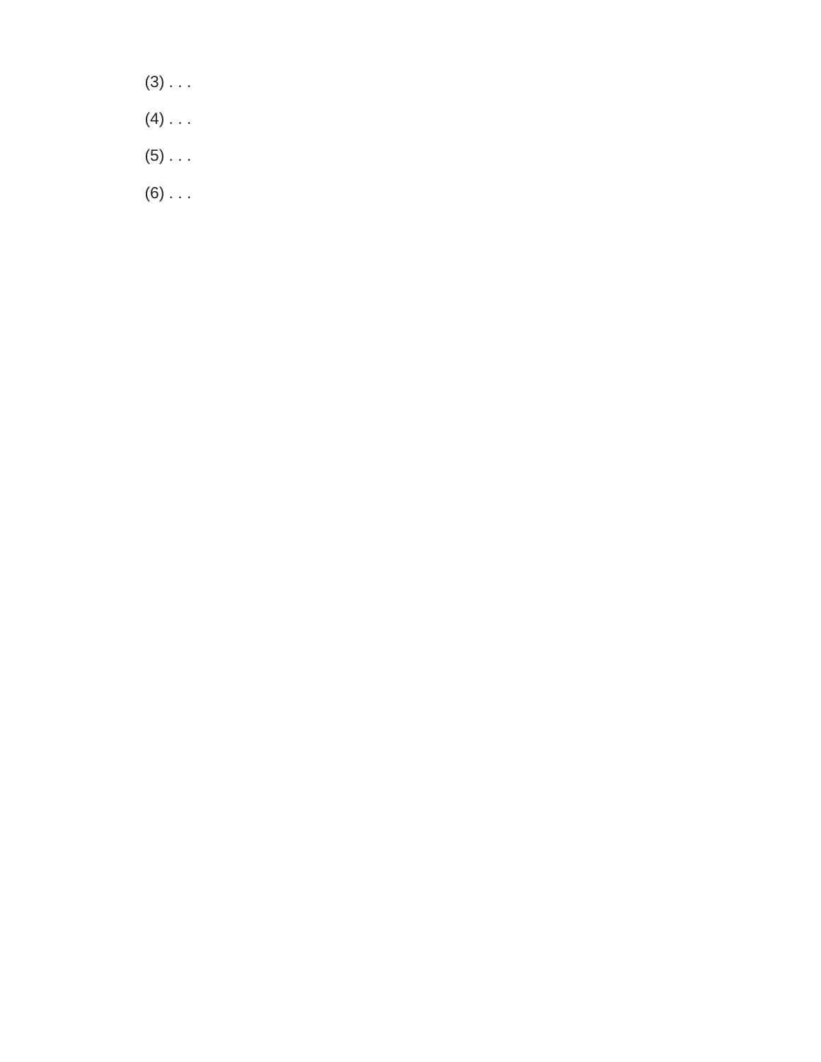(3) . . .

(4) . . .

(5) . . .

(6) . . .